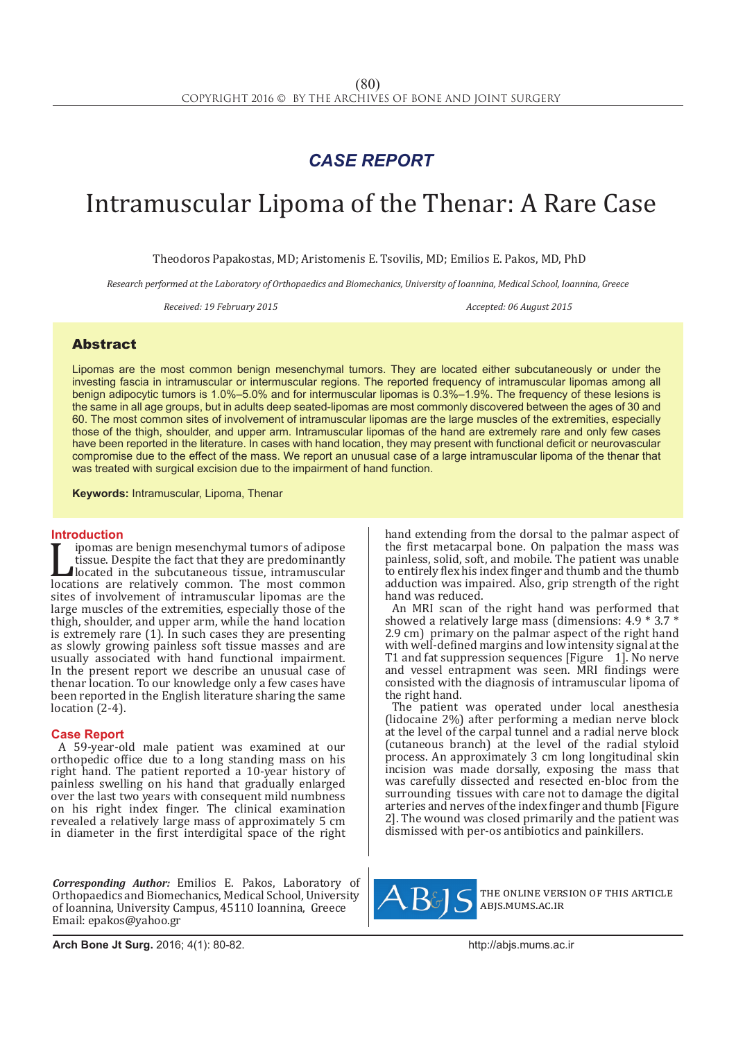*CASE REPORT*

# Intramuscular Lipoma of the Thenar: A Rare Case

Theodoros Papakostas, MD; Aristomenis E. Tsovilis, MD; Emilios E. Pakos, MD, PhD

*Research performed at the Laboratory of Orthopaedics and Biomechanics, University of Ioannina, Medical School, Ioannina, Greece*

*Received: 19 February 2015* *Accepted: 06 August 2015*

## Abstract

Lipomas are the most common benign mesenchymal tumors. They are located either subcutaneously or under the investing fascia in intramuscular or intermuscular regions. The reported frequency of intramuscular lipomas among all benign adipocytic tumors is 1.0%–5.0% and for intermuscular lipomas is 0.3%–1.9%. The frequency of these lesions is the same in all age groups, but in adults deep seated-lipomas are most commonly discovered between the ages of 30 and 60. The most common sites of involvement of intramuscular lipomas are the large muscles of the extremities, especially those of the thigh, shoulder, and upper arm. Intramuscular lipomas of the hand are extremely rare and only few cases have been reported in the literature. In cases with hand location, they may present with functional deficit or neurovascular compromise due to the effect of the mass. We report an unusual case of a large intramuscular lipoma of the thenar that was treated with surgical excision due to the impairment of hand function.

**Keywords:** Intramuscular, Lipoma, Thenar

## Introduction

Lipomas are benign mesenchymal tumors of adipose tissue. Despite the fact that they are predominantly located in the subcutaneous tissue, intramuscular locations are relatively common. The most common sites of involvement of intramuscular lipomas are the large muscles of the extremities, especially those of the thigh, shoulder, and upper arm, while the hand location is extremely rare (1). In such cases they are presenting as slowly growing painless soft tissue masses and are usually associated with hand functional impairment. In the present report we describe an unusual case of thenar location. To our knowledge only a few cases have been reported in the English literature sharing the same location (2-4).

## Case Report

A 59-year-old male patient was examined at our orthopedic office due to a long standing mass on his right hand. The patient reported a 10-year history of painless swelling on his hand that gradually enlarged over the last two years with consequent mild numbness on his right index finger. The clinical examination revealed a relatively large mass of approximately 5 cm in diameter in the first interdigital space of the right hand extending from the dorsal to the palmar aspect of the first metacarpal bone. On palpation the mass was painless, solid, soft, and mobile. The patient was unable to entirely flex his index finger and thumb and the thumb adduction was impaired. Also, grip strength of the right hand was reduced.

An MRI scan of the right hand was performed that showed a relatively large mass (dimensions: 4.9 * 3.7 * 2.9 cm) primary on the palmar aspect of the right hand with well-defined margins and low intensity signal at the T1 and fat suppression sequences [Figure 1]. No nerve and vessel entrapment was seen. MRI findings were consisted with the diagnosis of intramuscular lipoma of the right hand.

The patient was operated under local anesthesia (lidocaine 2%) after performing a median nerve block at the level of the carpal tunnel and a radial nerve block (cutaneous branch) at the level of the radial styloid process. An approximately 3 cm long longitudinal skin incision was made dorsally, exposing the mass that was carefully dissected and resected en-bloc from the surrounding tissues with care not to damage the digital arteries and nerves of the index finger and thumb [Figure 2]. The wound was closed primarily and the patient was dismissed with per-os antibiotics and painkillers.

*Corresponding Author:* Emilios E. Pakos, Laboratory of Orthopaedics and Biomechanics, Medical School, University of Ioannina, University Campus, 45110 Ioannina, Greece
Email: epakos@yahoo.gr

THE ONLINE VERSION OF THIS ARTICLE
ABJS.MUMS.AC.IR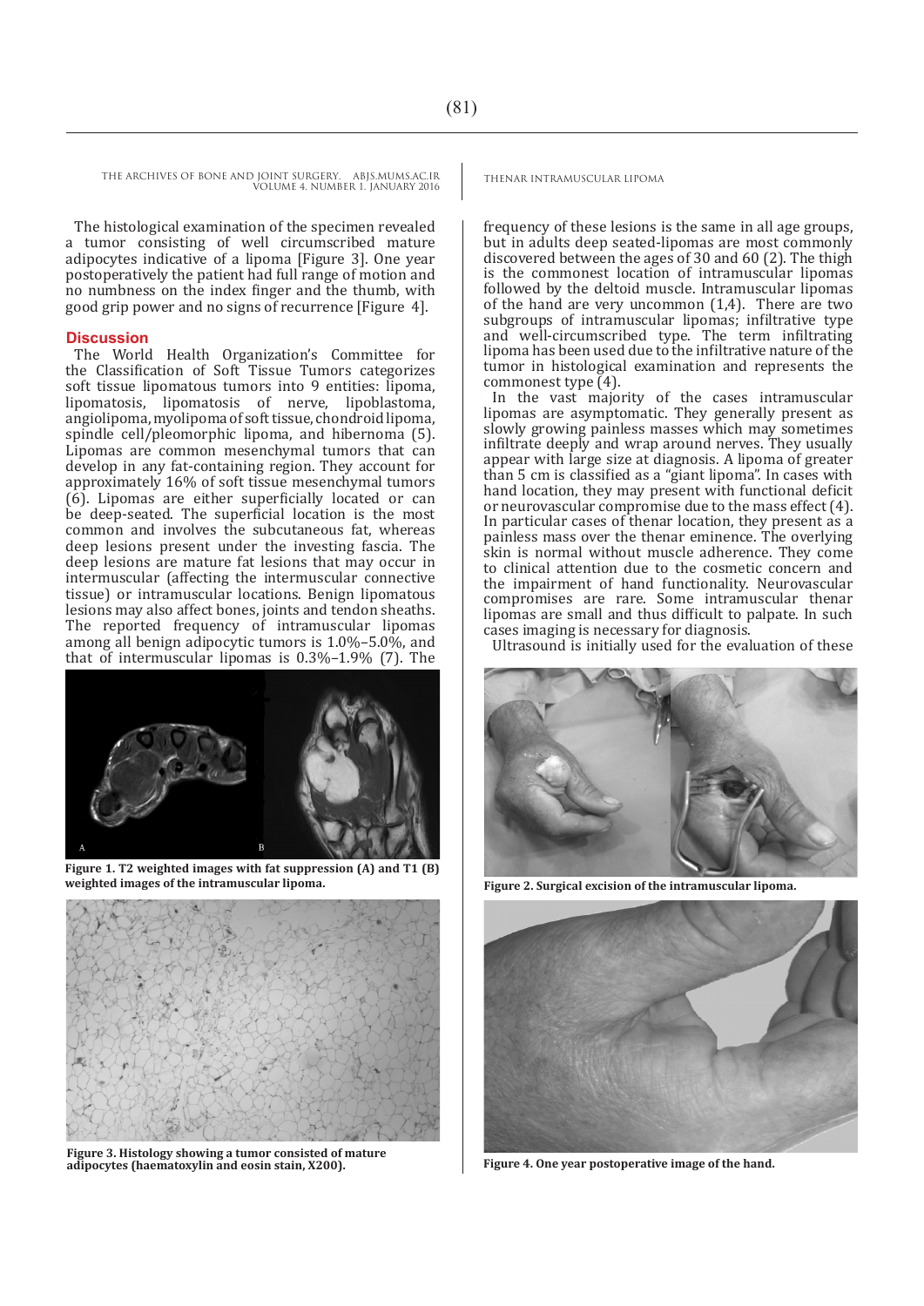The histological examination of the specimen revealed a tumor consisting of well circumscribed mature adipocytes indicative of a lipoma [Figure 3]. One year postoperatively the patient had full range of motion and no numbness on the index finger and the thumb, with good grip power and no signs of recurrence [Figure 4].

## Discussion

The World Health Organization's Committee for the Classification of Soft Tissue Tumors categorizes soft tissue lipomatous tumors into 9 entities: lipoma, lipomatosis, lipomatosis of nerve, lipoblastoma, angiolipoma, myolipoma of soft tissue, chondroid lipoma, spindle cell/pleomorphic lipoma, and hibernoma (5). Lipomas are common mesenchymal tumors that can develop in any fat-containing region. They account for approximately 16% of soft tissue mesenchymal tumors (6). Lipomas are either superficially located or can be deep-seated. The superficial location is the most common and involves the subcutaneous fat, whereas deep lesions present under the investing fascia. The deep lesions are mature fat lesions that may occur in intermuscular (affecting the intermuscular connective tissue) or intramuscular locations. Benign lipomatous lesions may also affect bones, joints and tendon sheaths. The reported frequency of intramuscular lipomas among all benign adipocytic tumors is 1.0%–5.0%, and that of intermuscular lipomas is 0.3%–1.9% (7). The frequency of these lesions is the same in all age groups, but in adults deep seated-lipomas are most commonly discovered between the ages of 30 and 60 (2). The thigh is the commonest location of intramuscular lipomas followed by the deltoid muscle. Intramuscular lipomas of the hand are very uncommon (1,4). There are two subgroups of intramuscular lipomas; infiltrative type and well-circumscribed type. The term infiltrating lipoma has been used due to the infiltrative nature of the tumor in histological examination and represents the commonest type (4).

In the vast majority of the cases intramuscular lipomas are asymptomatic. They generally present as slowly growing painless masses which may sometimes infiltrate deeply and wrap around nerves. They usually appear with large size at diagnosis. A lipoma of greater than 5 cm is classified as a "giant lipoma". In cases with hand location, they may present with functional deficit or neurovascular compromise due to the mass effect (4). In particular cases of thenar location, they present as a painless mass over the thenar eminence. The overlying skin is normal without muscle adherence. They come to clinical attention due to the cosmetic concern and the impairment of hand functionality. Neurovascular compromises are rare. Some intramuscular thenar lipomas are small and thus difficult to palpate. In such cases imaging is necessary for diagnosis.

Ultrasound is initially used for the evaluation of these

**Figure 1. T2 weighted images with fat suppression (A) and T1 (B) weighted images of the intramuscular lipoma.**

**Figure 2. Surgical excision of the intramuscular lipoma.**

**Figure 3. Histology showing a tumor consisted of mature adipocytes (haematoxylin and eosin stain, X200).**

**Figure 4. One year postoperative image of the hand.**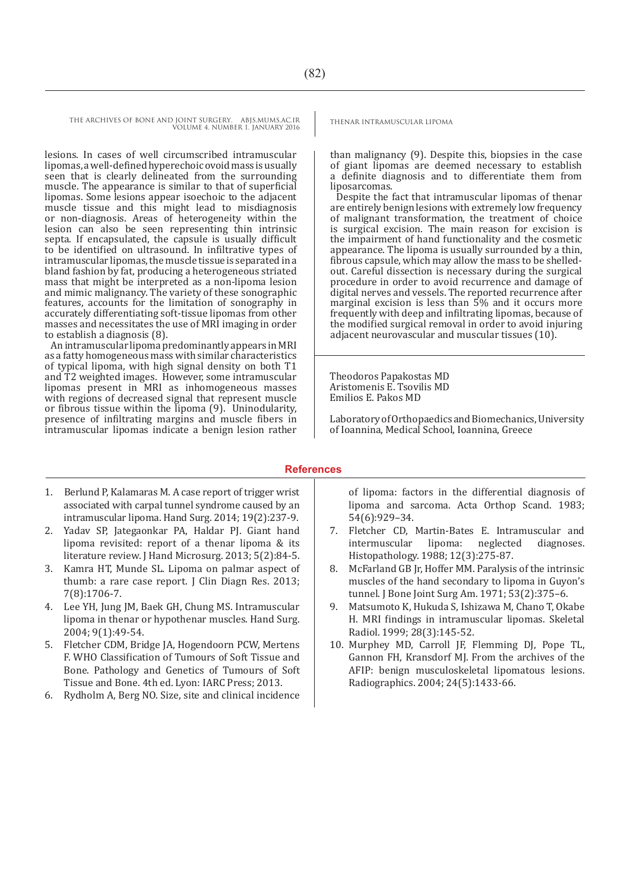lesions. In cases of well circumscribed intramuscular lipomas, a well-defined hyperechoic ovoid mass is usually seen that is clearly delineated from the surrounding muscle. The appearance is similar to that of superficial lipomas. Some lesions appear isoechoic to the adjacent muscle tissue and this might lead to misdiagnosis or non-diagnosis. Areas of heterogeneity within the lesion can also be seen representing thin intrinsic septa. If encapsulated, the capsule is usually difficult to be identified on ultrasound. In infiltrative types of intramuscular lipomas, the muscle tissue is separated in a bland fashion by fat, producing a heterogeneous striated mass that might be interpreted as a non-lipoma lesion and mimic malignancy. The variety of these sonographic features, accounts for the limitation of sonography in accurately differentiating soft-tissue lipomas from other masses and necessitates the use of MRI imaging in order to establish a diagnosis (8).

An intramuscular lipoma predominantly appears in MRI as a fatty homogeneous mass with similar characteristics of typical lipoma, with high signal density on both T1 and T2 weighted images. However, some intramuscular lipomas present in MRI as inhomogeneous masses with regions of decreased signal that represent muscle or fibrous tissue within the lipoma (9). Uninodularity, presence of infiltrating margins and muscle fibers in intramuscular lipomas indicate a benign lesion rather than malignancy (9). Despite this, biopsies in the case of giant lipomas are deemed necessary to establish a definite diagnosis and to differentiate them from liposarcomas.

Despite the fact that intramuscular lipomas of thenar are entirely benign lesions with extremely low frequency of malignant transformation, the treatment of choice is surgical excision. The main reason for excision is the impairment of hand functionality and the cosmetic appearance. The lipoma is usually surrounded by a thin, fibrous capsule, which may allow the mass to be shelled-out. Careful dissection is necessary during the surgical procedure in order to avoid recurrence and damage of digital nerves and vessels. The reported recurrence after marginal excision is less than 5% and it occurs more frequently with deep and infiltrating lipomas, because of the modified surgical removal in order to avoid injuring adjacent neurovascular and muscular tissues (10).

Theodoros Papakostas MD
Aristomenis E. Tsovilis MD
Emilios E. Pakos MD

Laboratory of Orthopaedics and Biomechanics, University of Ioannina, Medical School, Ioannina, Greece

## References

1. Berlund P, Kalamaras M. A case report of trigger wrist associated with carpal tunnel syndrome caused by an intramuscular lipoma. Hand Surg. 2014; 19(2):237-9.
2. Yadav SP, Jategaonkar PA, Haldar PJ. Giant hand lipoma revisited: report of a thenar lipoma & its literature review. J Hand Microsurg. 2013; 5(2):84-5.
3. Kamra HT, Munde SL. Lipoma on palmar aspect of thumb: a rare case report. J Clin Diagn Res. 2013; 7(8):1706-7.
4. Lee YH, Jung JM, Baek GH, Chung MS. Intramuscular lipoma in thenar or hypothenar muscles. Hand Surg. 2004; 9(1):49-54.
5. Fletcher CDM, Bridge JA, Hogendoorn PCW, Mertens F. WHO Classification of Tumours of Soft Tissue and Bone. Pathology and Genetics of Tumours of Soft Tissue and Bone. 4th ed. Lyon: IARC Press; 2013.
6. Rydholm A, Berg NO. Size, site and clinical incidence of lipoma: factors in the differential diagnosis of lipoma and sarcoma. Acta Orthop Scand. 1983; 54(6):929–34.
7. Fletcher CD, Martin-Bates E. Intramuscular and intermuscular lipoma: neglected diagnoses. Histopathology. 1988; 12(3):275-87.
8. McFarland GB Jr, Hoffer MM. Paralysis of the intrinsic muscles of the hand secondary to lipoma in Guyon's tunnel. J Bone Joint Surg Am. 1971; 53(2):375–6.
9. Matsumoto K, Hukuda S, Ishizawa M, Chano T, Okabe H. MRI findings in intramuscular lipomas. Skeletal Radiol. 1999; 28(3):145-52.
10. Murphey MD, Carroll JF, Flemming DJ, Pope TL, Gannon FH, Kransdorf MJ. From the archives of the AFIP: benign musculoskeletal lipomatous lesions. Radiographics. 2004; 24(5):1433-66.